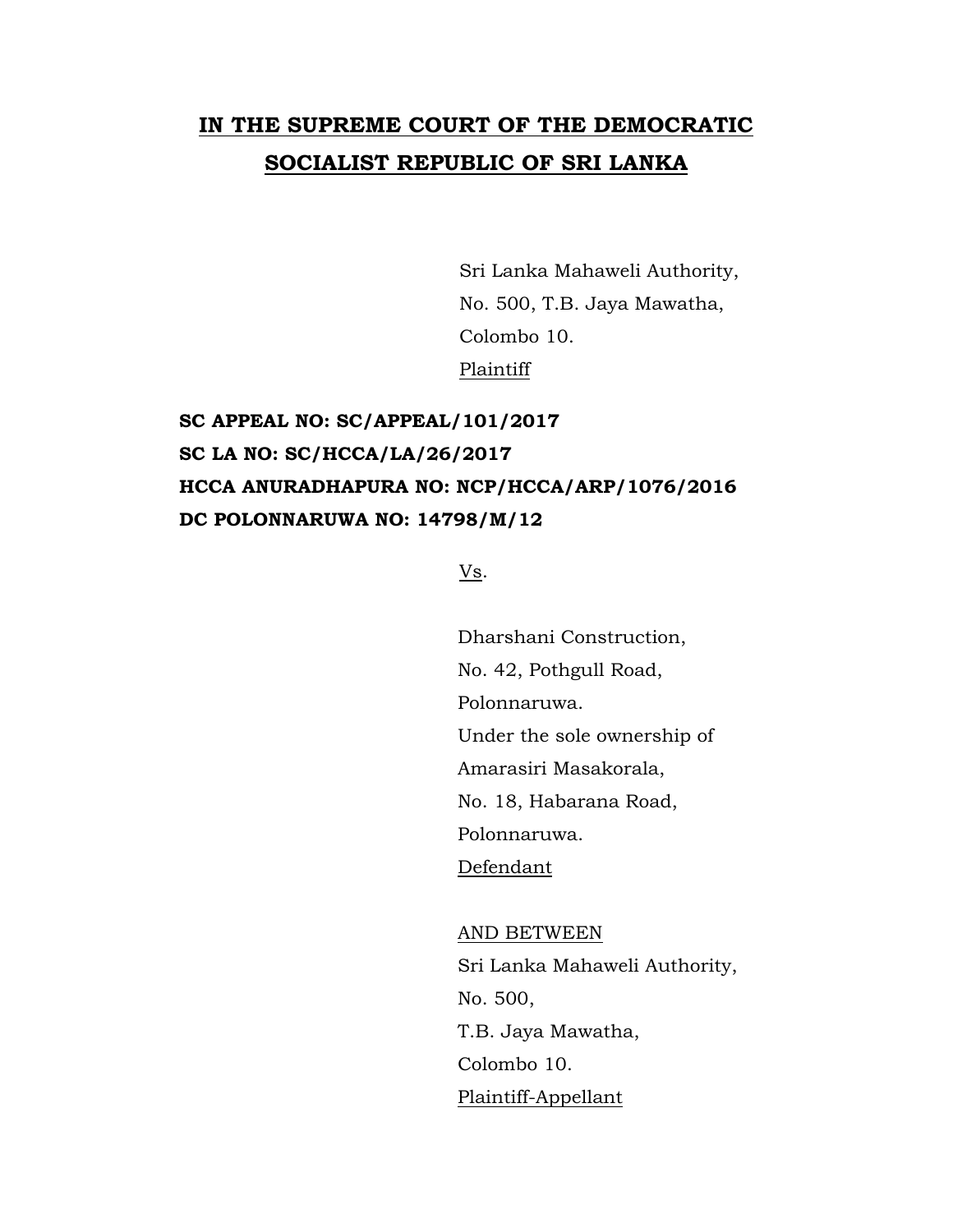# IN THE SUPREME COURT OF THE DEMOCRATIC SOCIALIST REPUBLIC OF SRI LANKA

Sri Lanka Mahaweli Authority,
No. 500, T.B. Jaya Mawatha,
Colombo 10.
Plaintiff

**SC APPEAL NO: SC/APPEAL/101/2017**
**SC LA NO: SC/HCCA/LA/26/2017**
**HCCA ANURADHAPURA NO: NCP/HCCA/ARP/1076/2016**
**DC POLONNARUWA NO: 14798/M/12**

Vs.

Dharshani Construction,
No. 42, Pothgull Road,
Polonnaruwa.
Under the sole ownership of
Amarasiri Masakorala,
No. 18, Habarana Road,
Polonnaruwa.
Defendant

AND BETWEEN
Sri Lanka Mahaweli Authority,
No. 500,
T.B. Jaya Mawatha,
Colombo 10.
Plaintiff-Appellant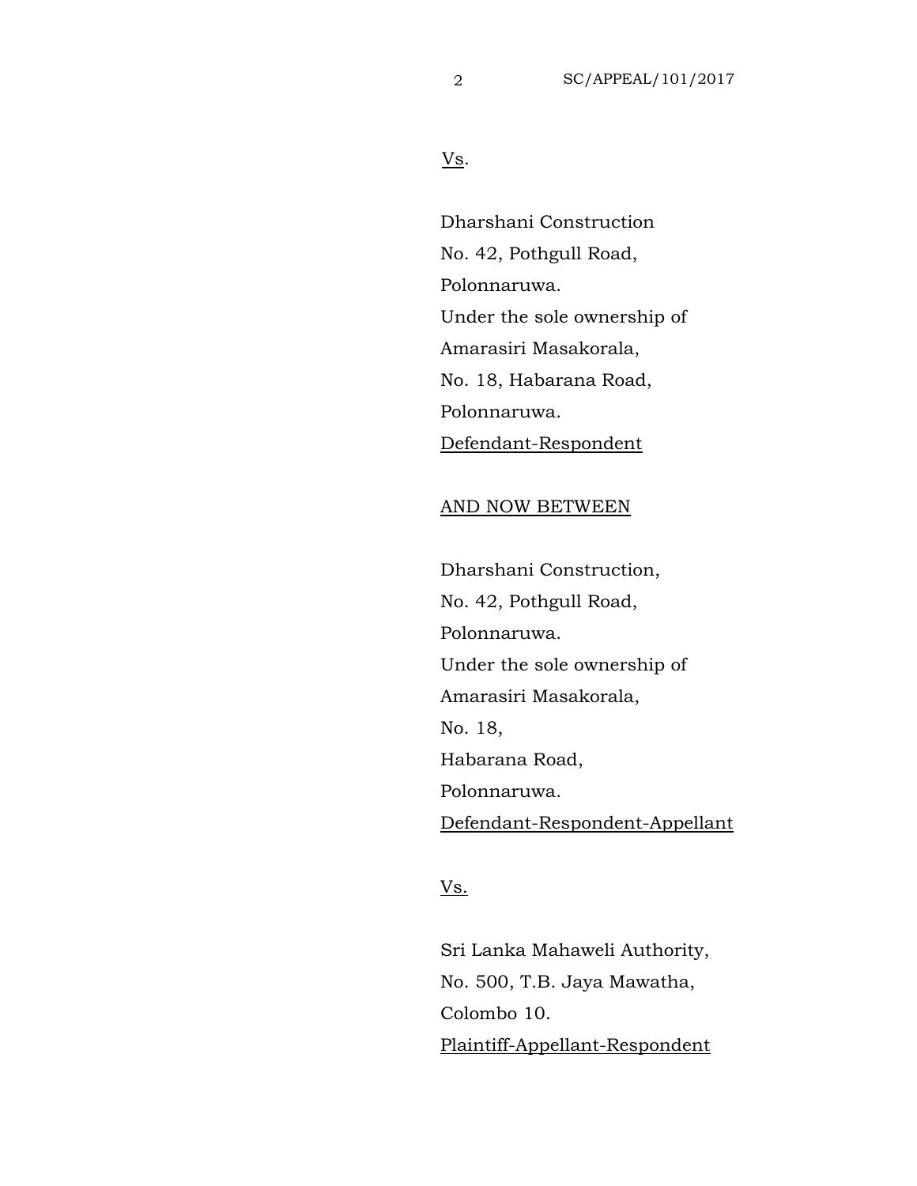Vs.

Dharshani Construction
No. 42, Pothgull Road,
Polonnaruwa.
Under the sole ownership of
Amarasiri Masakorala,
No. 18, Habarana Road,
Polonnaruwa.
Defendant-Respondent

AND NOW BETWEEN

Dharshani Construction,
No. 42, Pothgull Road,
Polonnaruwa.
Under the sole ownership of
Amarasiri Masakorala,
No. 18,
Habarana Road,
Polonnaruwa.
Defendant-Respondent-Appellant

Vs.

Sri Lanka Mahaweli Authority,
No. 500, T.B. Jaya Mawatha,
Colombo 10.
Plaintiff-Appellant-Respondent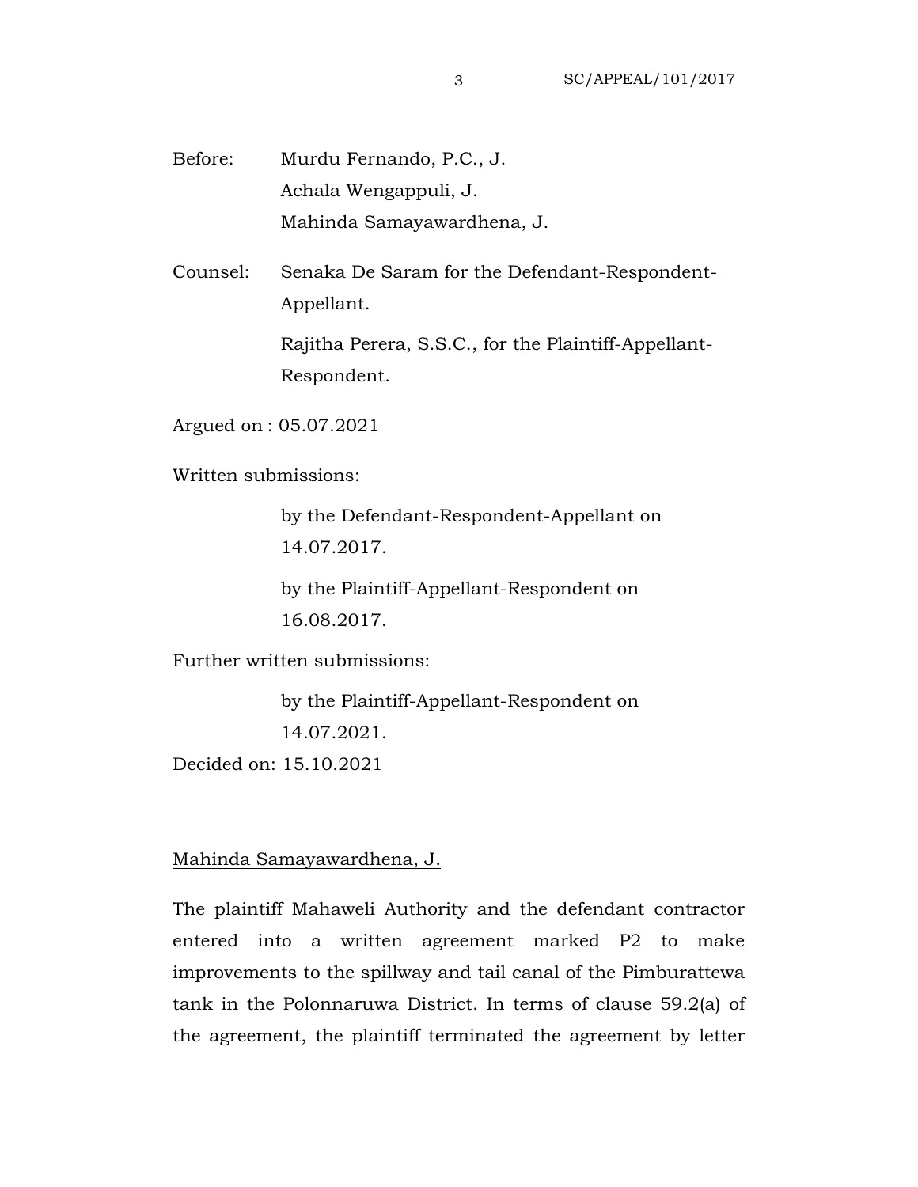Before: Murdu Fernando, P.C., J.
Achala Wengappuli, J.
Mahinda Samayawardhena, J.

Counsel: Senaka De Saram for the Defendant-Respondent-Appellant.

Rajitha Perera, S.S.C., for the Plaintiff-Appellant-Respondent.

Argued on : 05.07.2021

Written submissions:

by the Defendant-Respondent-Appellant on 14.07.2017.

by the Plaintiff-Appellant-Respondent on 16.08.2017.

Further written submissions:

by the Plaintiff-Appellant-Respondent on 14.07.2021.

Decided on: 15.10.2021

<u>Mahinda Samayawardhena, J.</u>

The plaintiff Mahaweli Authority and the defendant contractor entered into a written agreement marked P2 to make improvements to the spillway and tail canal of the Pimburattewa tank in the Polonnaruwa District. In terms of clause 59.2(a) of the agreement, the plaintiff terminated the agreement by letter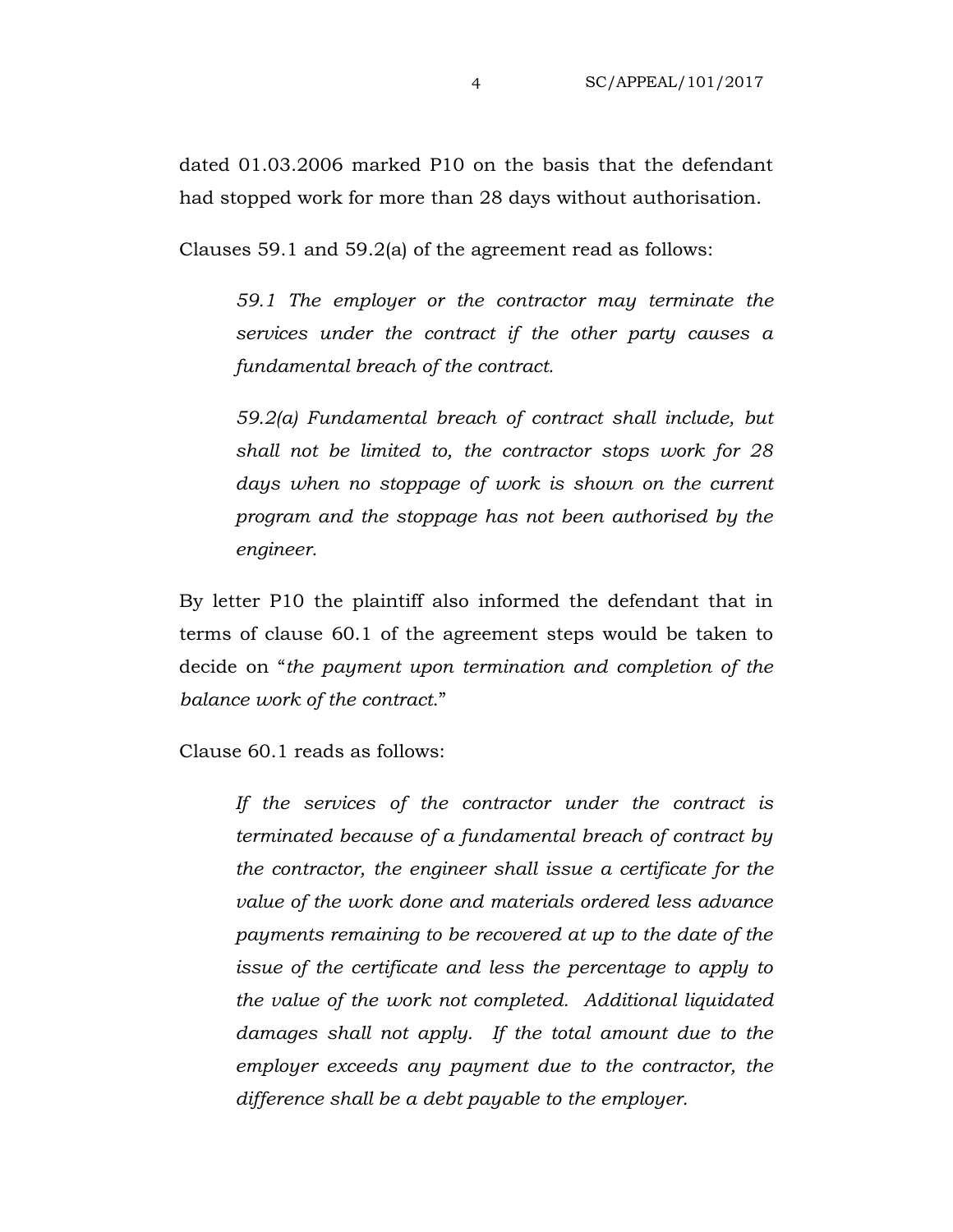dated 01.03.2006 marked P10 on the basis that the defendant had stopped work for more than 28 days without authorisation.

Clauses 59.1 and 59.2(a) of the agreement read as follows:

> *59.1 The employer or the contractor may terminate the services under the contract if the other party causes a fundamental breach of the contract.*
>
> *59.2(a) Fundamental breach of contract shall include, but shall not be limited to, the contractor stops work for 28 days when no stoppage of work is shown on the current program and the stoppage has not been authorised by the engineer.*

By letter P10 the plaintiff also informed the defendant that in terms of clause 60.1 of the agreement steps would be taken to decide on "*the payment upon termination and completion of the balance work of the contract.*"

Clause 60.1 reads as follows:

> *If the services of the contractor under the contract is terminated because of a fundamental breach of contract by the contractor, the engineer shall issue a certificate for the value of the work done and materials ordered less advance payments remaining to be recovered at up to the date of the issue of the certificate and less the percentage to apply to the value of the work not completed. Additional liquidated damages shall not apply. If the total amount due to the employer exceeds any payment due to the contractor, the difference shall be a debt payable to the employer.*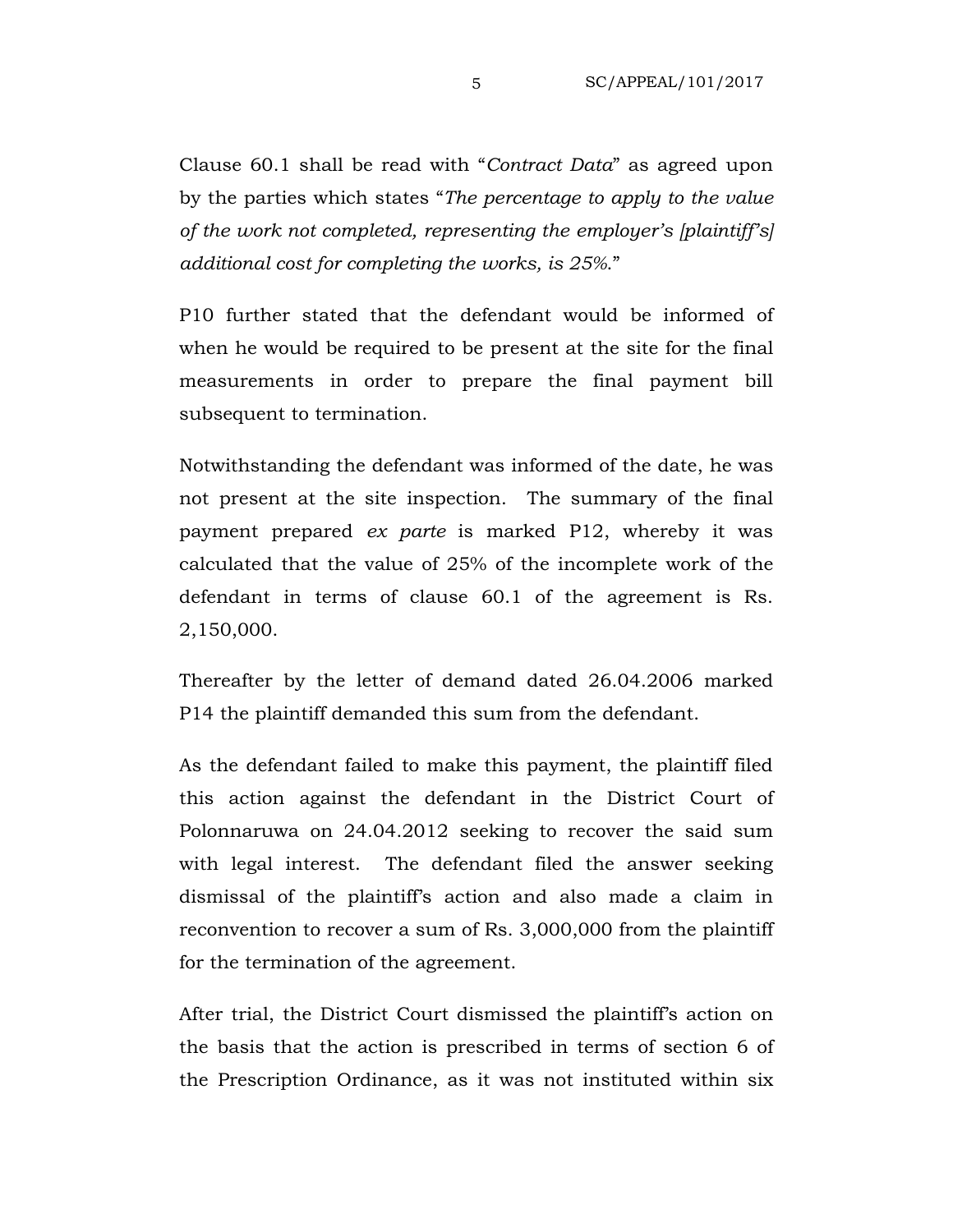Clause 60.1 shall be read with "*Contract Data*" as agreed upon by the parties which states "*The percentage to apply to the value of the work not completed, representing the employer's [plaintiff's] additional cost for completing the works, is 25%.*"

P10 further stated that the defendant would be informed of when he would be required to be present at the site for the final measurements in order to prepare the final payment bill subsequent to termination.

Notwithstanding the defendant was informed of the date, he was not present at the site inspection. The summary of the final payment prepared *ex parte* is marked P12, whereby it was calculated that the value of 25% of the incomplete work of the defendant in terms of clause 60.1 of the agreement is Rs. 2,150,000.

Thereafter by the letter of demand dated 26.04.2006 marked P14 the plaintiff demanded this sum from the defendant.

As the defendant failed to make this payment, the plaintiff filed this action against the defendant in the District Court of Polonnaruwa on 24.04.2012 seeking to recover the said sum with legal interest. The defendant filed the answer seeking dismissal of the plaintiff's action and also made a claim in reconvention to recover a sum of Rs. 3,000,000 from the plaintiff for the termination of the agreement.

After trial, the District Court dismissed the plaintiff's action on the basis that the action is prescribed in terms of section 6 of the Prescription Ordinance, as it was not instituted within six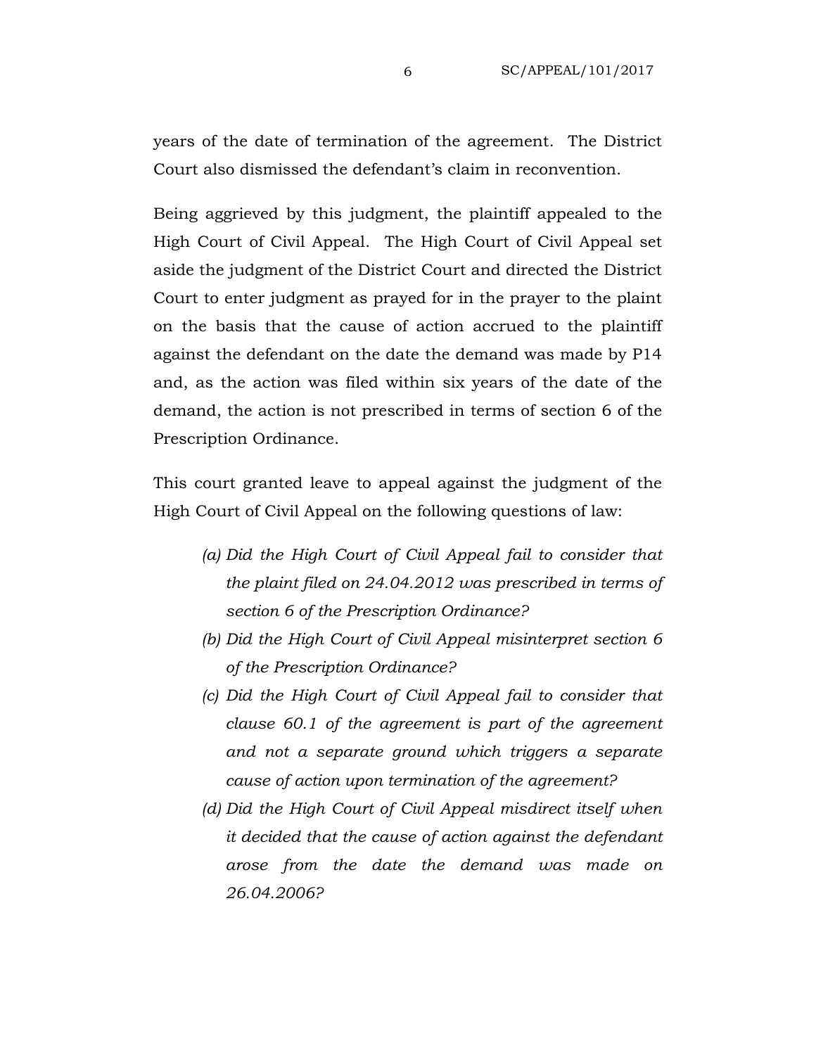years of the date of termination of the agreement. The District Court also dismissed the defendant's claim in reconvention.

Being aggrieved by this judgment, the plaintiff appealed to the High Court of Civil Appeal. The High Court of Civil Appeal set aside the judgment of the District Court and directed the District Court to enter judgment as prayed for in the prayer to the plaint on the basis that the cause of action accrued to the plaintiff against the defendant on the date the demand was made by P14 and, as the action was filed within six years of the date of the demand, the action is not prescribed in terms of section 6 of the Prescription Ordinance.

This court granted leave to appeal against the judgment of the High Court of Civil Appeal on the following questions of law:

- *(a) Did the High Court of Civil Appeal fail to consider that the plaint filed on 24.04.2012 was prescribed in terms of section 6 of the Prescription Ordinance?*
- *(b) Did the High Court of Civil Appeal misinterpret section 6 of the Prescription Ordinance?*
- *(c) Did the High Court of Civil Appeal fail to consider that clause 60.1 of the agreement is part of the agreement and not a separate ground which triggers a separate cause of action upon termination of the agreement?*
- *(d) Did the High Court of Civil Appeal misdirect itself when it decided that the cause of action against the defendant arose from the date the demand was made on 26.04.2006?*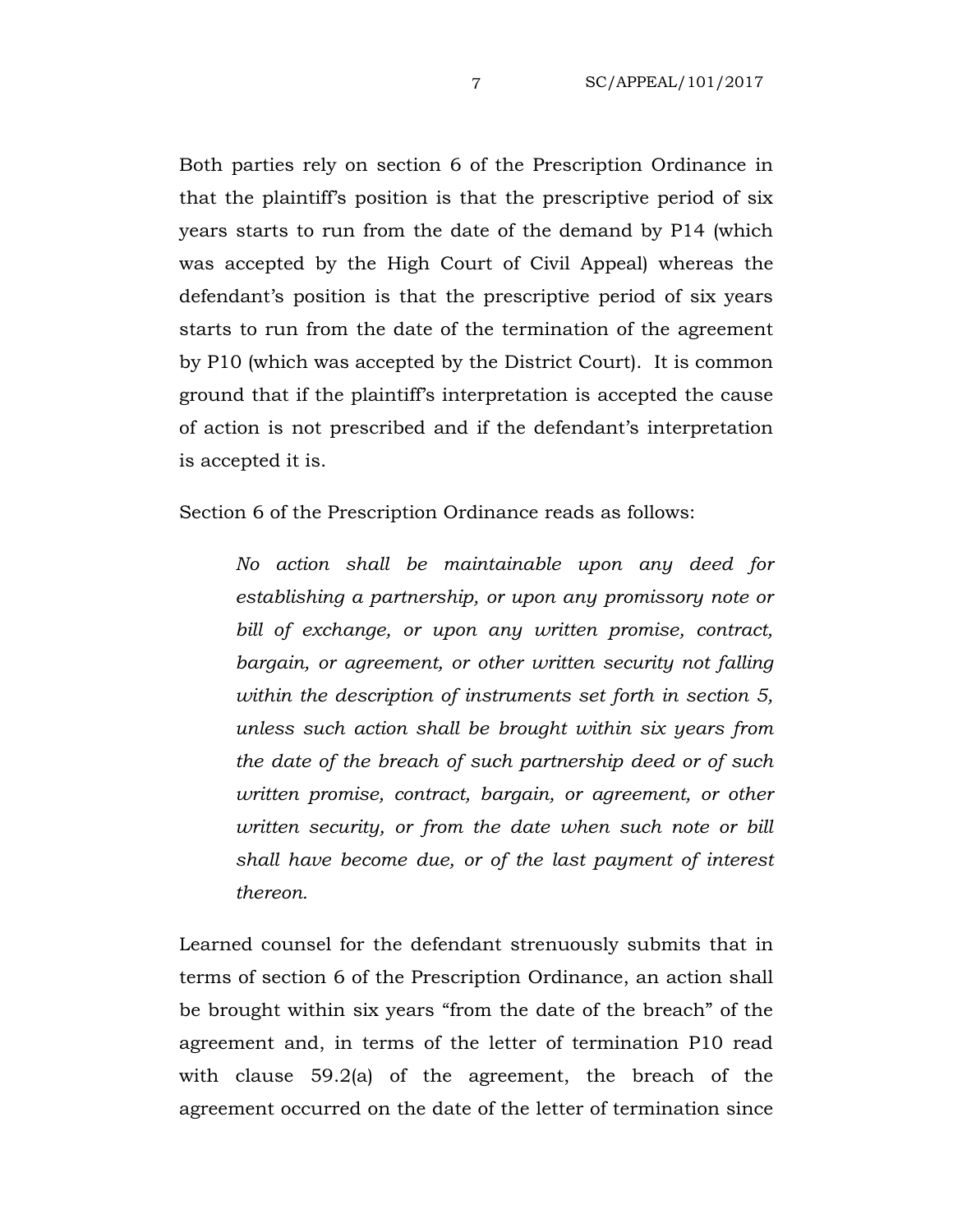Both parties rely on section 6 of the Prescription Ordinance in that the plaintiff's position is that the prescriptive period of six years starts to run from the date of the demand by P14 (which was accepted by the High Court of Civil Appeal) whereas the defendant's position is that the prescriptive period of six years starts to run from the date of the termination of the agreement by P10 (which was accepted by the District Court). It is common ground that if the plaintiff's interpretation is accepted the cause of action is not prescribed and if the defendant's interpretation is accepted it is.

Section 6 of the Prescription Ordinance reads as follows:

> *No action shall be maintainable upon any deed for establishing a partnership, or upon any promissory note or bill of exchange, or upon any written promise, contract, bargain, or agreement, or other written security not falling within the description of instruments set forth in section 5, unless such action shall be brought within six years from the date of the breach of such partnership deed or of such written promise, contract, bargain, or agreement, or other written security, or from the date when such note or bill shall have become due, or of the last payment of interest thereon.*

Learned counsel for the defendant strenuously submits that in terms of section 6 of the Prescription Ordinance, an action shall be brought within six years "from the date of the breach" of the agreement and, in terms of the letter of termination P10 read with clause 59.2(a) of the agreement, the breach of the agreement occurred on the date of the letter of termination since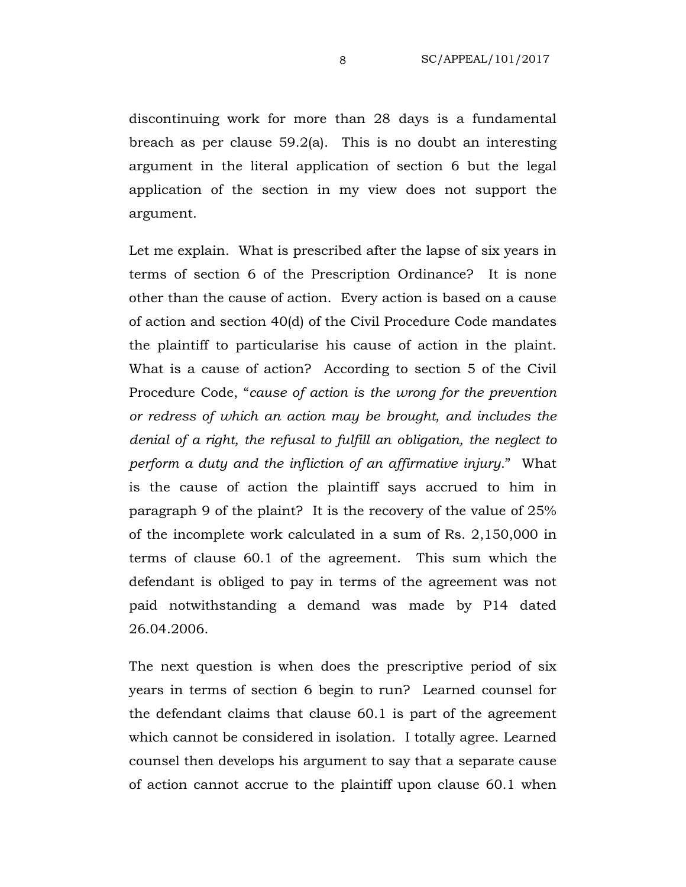discontinuing work for more than 28 days is a fundamental breach as per clause 59.2(a). This is no doubt an interesting argument in the literal application of section 6 but the legal application of the section in my view does not support the argument.

Let me explain. What is prescribed after the lapse of six years in terms of section 6 of the Prescription Ordinance? It is none other than the cause of action. Every action is based on a cause of action and section 40(d) of the Civil Procedure Code mandates the plaintiff to particularise his cause of action in the plaint. What is a cause of action? According to section 5 of the Civil Procedure Code, "*cause of action is the wrong for the prevention or redress of which an action may be brought, and includes the denial of a right, the refusal to fulfill an obligation, the neglect to perform a duty and the infliction of an affirmative injury.*" What is the cause of action the plaintiff says accrued to him in paragraph 9 of the plaint? It is the recovery of the value of 25% of the incomplete work calculated in a sum of Rs. 2,150,000 in terms of clause 60.1 of the agreement. This sum which the defendant is obliged to pay in terms of the agreement was not paid notwithstanding a demand was made by P14 dated 26.04.2006.

The next question is when does the prescriptive period of six years in terms of section 6 begin to run? Learned counsel for the defendant claims that clause 60.1 is part of the agreement which cannot be considered in isolation. I totally agree. Learned counsel then develops his argument to say that a separate cause of action cannot accrue to the plaintiff upon clause 60.1 when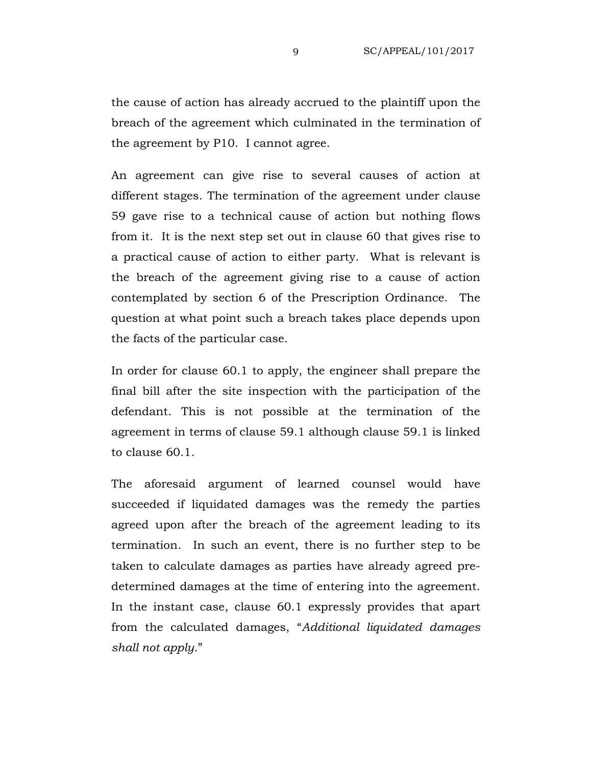the cause of action has already accrued to the plaintiff upon the breach of the agreement which culminated in the termination of the agreement by P10. I cannot agree.

An agreement can give rise to several causes of action at different stages. The termination of the agreement under clause 59 gave rise to a technical cause of action but nothing flows from it. It is the next step set out in clause 60 that gives rise to a practical cause of action to either party. What is relevant is the breach of the agreement giving rise to a cause of action contemplated by section 6 of the Prescription Ordinance. The question at what point such a breach takes place depends upon the facts of the particular case.

In order for clause 60.1 to apply, the engineer shall prepare the final bill after the site inspection with the participation of the defendant. This is not possible at the termination of the agreement in terms of clause 59.1 although clause 59.1 is linked to clause 60.1.

The aforesaid argument of learned counsel would have succeeded if liquidated damages was the remedy the parties agreed upon after the breach of the agreement leading to its termination. In such an event, there is no further step to be taken to calculate damages as parties have already agreed pre-determined damages at the time of entering into the agreement. In the instant case, clause 60.1 expressly provides that apart from the calculated damages, "*Additional liquidated damages shall not apply*."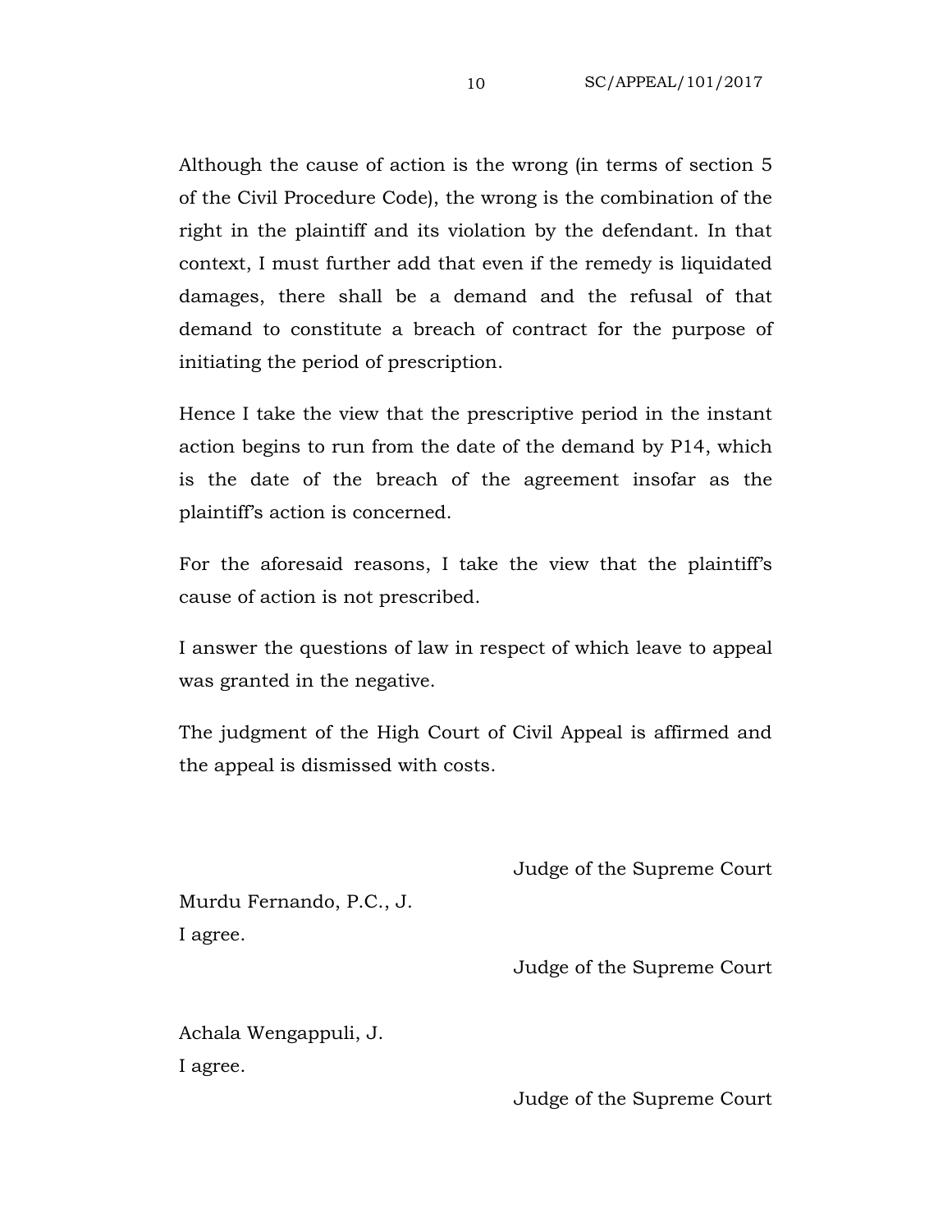Although the cause of action is the wrong (in terms of section 5 of the Civil Procedure Code), the wrong is the combination of the right in the plaintiff and its violation by the defendant. In that context, I must further add that even if the remedy is liquidated damages, there shall be a demand and the refusal of that demand to constitute a breach of contract for the purpose of initiating the period of prescription.

Hence I take the view that the prescriptive period in the instant action begins to run from the date of the demand by P14, which is the date of the breach of the agreement insofar as the plaintiff's action is concerned.

For the aforesaid reasons, I take the view that the plaintiff's cause of action is not prescribed.

I answer the questions of law in respect of which leave to appeal was granted in the negative.

The judgment of the High Court of Civil Appeal is affirmed and the appeal is dismissed with costs.

Judge of the Supreme Court

Murdu Fernando, P.C., J.

I agree.

Judge of the Supreme Court

Achala Wengappuli, J.

I agree.

Judge of the Supreme Court